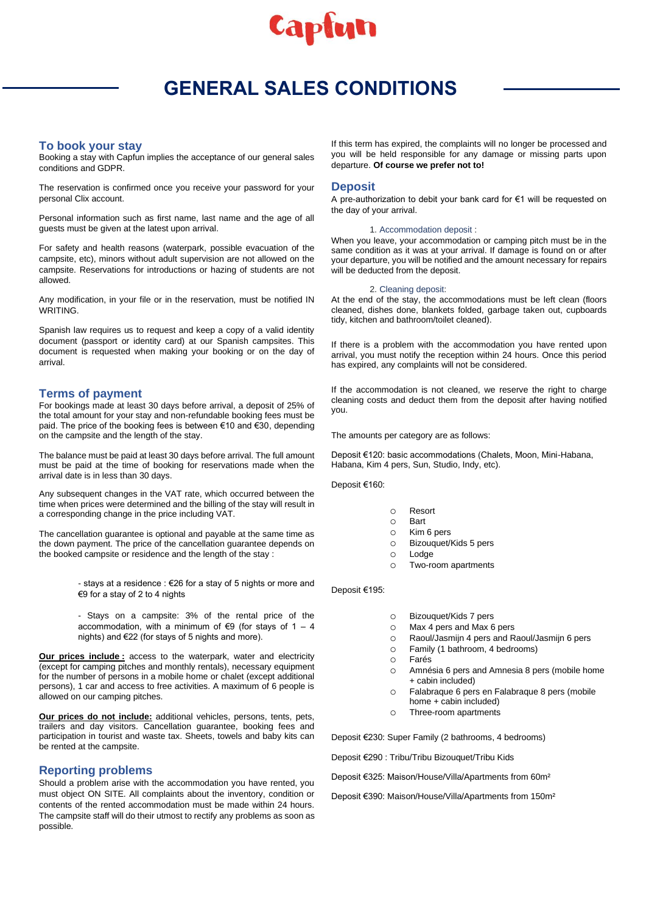Capfun

# GENERAL SALES CONDITIONS

## To book your stay

Booking a stay with Capfun implies the acceptance of our general sales conditions and GDPR.

The reservation is confirmed once you receive your password for your personal Clix account.

Personal information such as first name, last name and the age of all guests must be given at the latest upon arrival.

For safety and health reasons (waterpark, possible evacuation of the campsite, etc), minors without adult supervision are not allowed on the campsite. Reservations for introductions or hazing of students are not allowed.

Any modification, in your file or in the reservation, must be notified IN WRITING.

Spanish law requires us to request and keep a copy of a valid identity document (passport or identity card) at our Spanish campsites. This document is requested when making your booking or on the day of arrival.

## Terms of payment

For bookings made at least 30 days before arrival, a deposit of 25% of the total amount for your stay and non-refundable booking fees must be paid. The price of the booking fees is between €10 and €30, depending on the campsite and the length of the stay.

The balance must be paid at least 30 days before arrival. The full amount must be paid at the time of booking for reservations made when the arrival date is in less than 30 days.

Any subsequent changes in the VAT rate, which occurred between the time when prices were determined and the billing of the stay will result in a corresponding change in the price including VAT.

The cancellation guarantee is optional and payable at the same time as the down payment. The price of the cancellation guarantee depends on the booked campsite or residence and the length of the stay :

- stays at a residence : €26 for a stay of 5 nights or more and €9 for a stay of 2 to 4 nights

- Stays on a campsite: 3% of the rental price of the accommodation, with a minimum of €9 (for stays of 1 – 4 nights) and €22 (for stays of 5 nights and more).

**Our prices include :** access to the waterpark, water and electricity (except for camping pitches and monthly rentals), necessary equipment for the number of persons in a mobile home or chalet (except additional persons), 1 car and access to free activities. A maximum of 6 people is allowed on our camping pitches.

**Our prices do not include:** additional vehicles, persons, tents, pets, trailers and day visitors. Cancellation guarantee, booking fees and participation in tourist and waste tax. Sheets, towels and baby kits can be rented at the campsite.

## Reporting problems

Should a problem arise with the accommodation you have rented, you must object ON SITE. All complaints about the inventory, condition or contents of the rented accommodation must be made within 24 hours. The campsite staff will do their utmost to rectify any problems as soon as possible.

If this term has expired, the complaints will no longer be processed and you will be held responsible for any damage or missing parts upon departure. **Of course we prefer not to!**

## Deposit

A pre-authorization to debit your bank card for €1 will be requested on the day of your arrival.

### 1. Accommodation deposit :

When you leave, your accommodation or camping pitch must be in the same condition as it was at your arrival. If damage is found on or after your departure, you will be notified and the amount necessary for repairs will be deducted from the deposit.

### 2. Cleaning deposit:

At the end of the stay, the accommodations must be left clean (floors cleaned, dishes done, blankets folded, garbage taken out, cupboards tidy, kitchen and bathroom/toilet cleaned).

If there is a problem with the accommodation you have rented upon arrival, you must notify the reception within 24 hours. Once this period has expired, any complaints will not be considered.

If the accommodation is not cleaned, we reserve the right to charge cleaning costs and deduct them from the deposit after having notified you.

The amounts per category are as follows:

Deposit €120: basic accommodations (Chalets, Moon, Mini-Habana, Habana, Kim 4 pers, Sun, Studio, Indy, etc).

Deposit €160:

- Resort
- Bart
- Kim 6 pers
- Bizouquet/Kids 5 pers
- Lodge
- Two-room apartments

Deposit €195:

- Bizouquet/Kids 7 pers
- Max 4 pers and Max 6 pers
- Raoul/Jasmijn 4 pers and Raoul/Jasmijn 6 pers
- Family (1 bathroom, 4 bedrooms)
- Farés
- Amnésia 6 pers and Amnesia 8 pers (mobile home + cabin included)
- Falabraque 6 pers en Falabraque 8 pers (mobile home + cabin included)
- Three-room apartments

Deposit €230: Super Family (2 bathrooms, 4 bedrooms)

Deposit €290 : Tribu/Tribu Bizouquet/Tribu Kids

Deposit €325: Maison/House/Villa/Apartments from 60m²

Deposit €390: Maison/House/Villa/Apartments from 150m²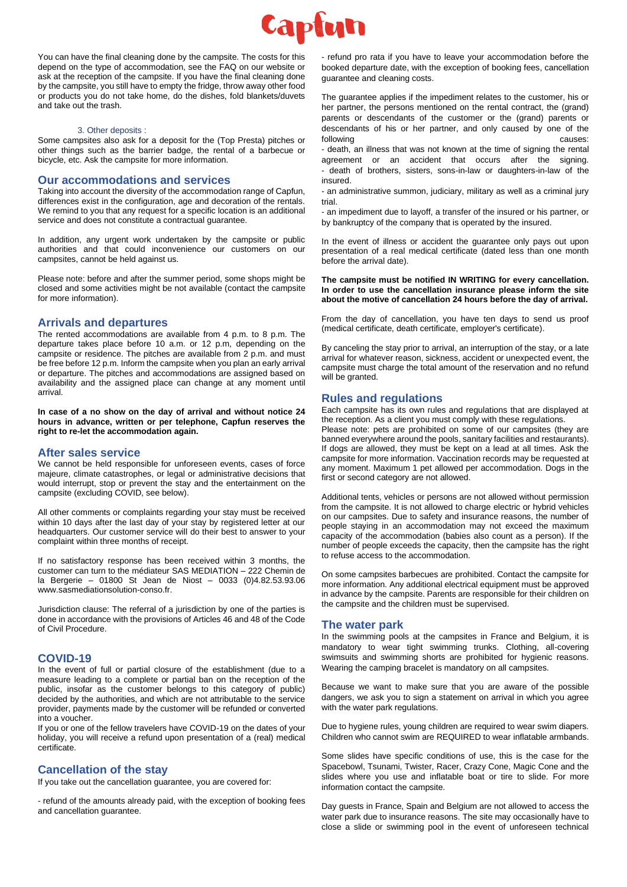You can have the final cleaning done by the campsite. The costs for this depend on the type of accommodation, see the FAQ on our website or ask at the reception of the campsite. If you have the final cleaning done by the campsite, you still have to empty the fridge, throw away other food or products you do not take home, do the dishes, fold blankets/duvets and take out the trash.

3. Other deposits :

Some campsites also ask for a deposit for the (Top Presta) pitches or other things such as the barrier badge, the rental of a barbecue or bicycle, etc. Ask the campsite for more information.

## Our accommodations and services

Taking into account the diversity of the accommodation range of Capfun, differences exist in the configuration, age and decoration of the rentals. We remind to you that any request for a specific location is an additional service and does not constitute a contractual guarantee.

In addition, any urgent work undertaken by the campsite or public authorities and that could inconvenience our customers on our campsites, cannot be held against us.

Please note: before and after the summer period, some shops might be closed and some activities might be not available (contact the campsite for more information).

## Arrivals and departures

The rented accommodations are available from 4 p.m. to 8 p.m. The departure takes place before 10 a.m. or 12 p.m, depending on the campsite or residence. The pitches are available from 2 p.m. and must be free before 12 p.m. Inform the campsite when you plan an early arrival or departure. The pitches and accommodations are assigned based on availability and the assigned place can change at any moment until arrival.

**In case of a no show on the day of arrival and without notice 24 hours in advance, written or per telephone, Capfun reserves the right to re-let the accommodation again.**

## After sales service

We cannot be held responsible for unforeseen events, cases of force majeure, climate catastrophes, or legal or administrative decisions that would interrupt, stop or prevent the stay and the entertainment on the campsite (excluding COVID, see below).

All other comments or complaints regarding your stay must be received within 10 days after the last day of your stay by registered letter at our headquarters. Our customer service will do their best to answer to your complaint within three months of receipt.

If no satisfactory response has been received within 3 months, the customer can turn to the médiateur SAS MEDIATION – 222 Chemin de la Bergerie – 01800 St Jean de Niost – 0033 (0)4.82.53.93.06 www.sasmediationsolution-conso.fr.

Jurisdiction clause: The referral of a jurisdiction by one of the parties is done in accordance with the provisions of Articles 46 and 48 of the Code of Civil Procedure.

## COVID-19

In the event of full or partial closure of the establishment (due to a measure leading to a complete or partial ban on the reception of the public, insofar as the customer belongs to this category of public) decided by the authorities, and which are not attributable to the service provider, payments made by the customer will be refunded or converted into a voucher.

If you or one of the fellow travelers have COVID-19 on the dates of your holiday, you will receive a refund upon presentation of a (real) medical certificate.

## Cancellation of the stay

If you take out the cancellation guarantee, you are covered for:

- refund of the amounts already paid, with the exception of booking fees and cancellation guarantee.
- refund pro rata if you have to leave your accommodation before the booked departure date, with the exception of booking fees, cancellation guarantee and cleaning costs.

The guarantee applies if the impediment relates to the customer, his or her partner, the persons mentioned on the rental contract, the (grand) parents or descendants of the customer or the (grand) parents or descendants of his or her partner, and only caused by one of the following causes:

- death, an illness that was not known at the time of signing the rental agreement or an accident that occurs after the signing.
- death of brothers, sisters, sons-in-law or daughters-in-law of the insured.
- an administrative summon, judiciary, military as well as a criminal jury trial.
- an impediment due to layoff, a transfer of the insured or his partner, or by bankruptcy of the company that is operated by the insured.

In the event of illness or accident the guarantee only pays out upon presentation of a real medical certificate (dated less than one month before the arrival date).

**The campsite must be notified IN WRITING for every cancellation. In order to use the cancellation insurance please inform the site about the motive of cancellation 24 hours before the day of arrival.**

From the day of cancellation, you have ten days to send us proof (medical certificate, death certificate, employer's certificate).

By canceling the stay prior to arrival, an interruption of the stay, or a late arrival for whatever reason, sickness, accident or unexpected event, the campsite must charge the total amount of the reservation and no refund will be granted.

## Rules and regulations

Each campsite has its own rules and regulations that are displayed at the reception. As a client you must comply with these regulations.

Please note: pets are prohibited on some of our campsites (they are banned everywhere around the pools, sanitary facilities and restaurants). If dogs are allowed, they must be kept on a lead at all times. Ask the campsite for more information. Vaccination records may be requested at any moment. Maximum 1 pet allowed per accommodation. Dogs in the first or second category are not allowed.

Additional tents, vehicles or persons are not allowed without permission from the campsite. It is not allowed to charge electric or hybrid vehicles on our campsites. Due to safety and insurance reasons, the number of people staying in an accommodation may not exceed the maximum capacity of the accommodation (babies also count as a person). If the number of people exceeds the capacity, then the campsite has the right to refuse access to the accommodation.

On some campsites barbecues are prohibited. Contact the campsite for more information. Any additional electrical equipment must be approved in advance by the campsite. Parents are responsible for their children on the campsite and the children must be supervised.

## The water park

In the swimming pools at the campsites in France and Belgium, it is mandatory to wear tight swimming trunks. Clothing, all-covering swimsuits and swimming shorts are prohibited for hygienic reasons. Wearing the camping bracelet is mandatory on all campsites.

Because we want to make sure that you are aware of the possible dangers, we ask you to sign a statement on arrival in which you agree with the water park regulations.

Due to hygiene rules, young children are required to wear swim diapers. Children who cannot swim are REQUIRED to wear inflatable armbands.

Some slides have specific conditions of use, this is the case for the Spacebowl, Tsunami, Twister, Racer, Crazy Cone, Magic Cone and the slides where you use and inflatable boat or tire to slide. For more information contact the campsite.

Day guests in France, Spain and Belgium are not allowed to access the water park due to insurance reasons. The site may occasionally have to close a slide or swimming pool in the event of unforeseen technical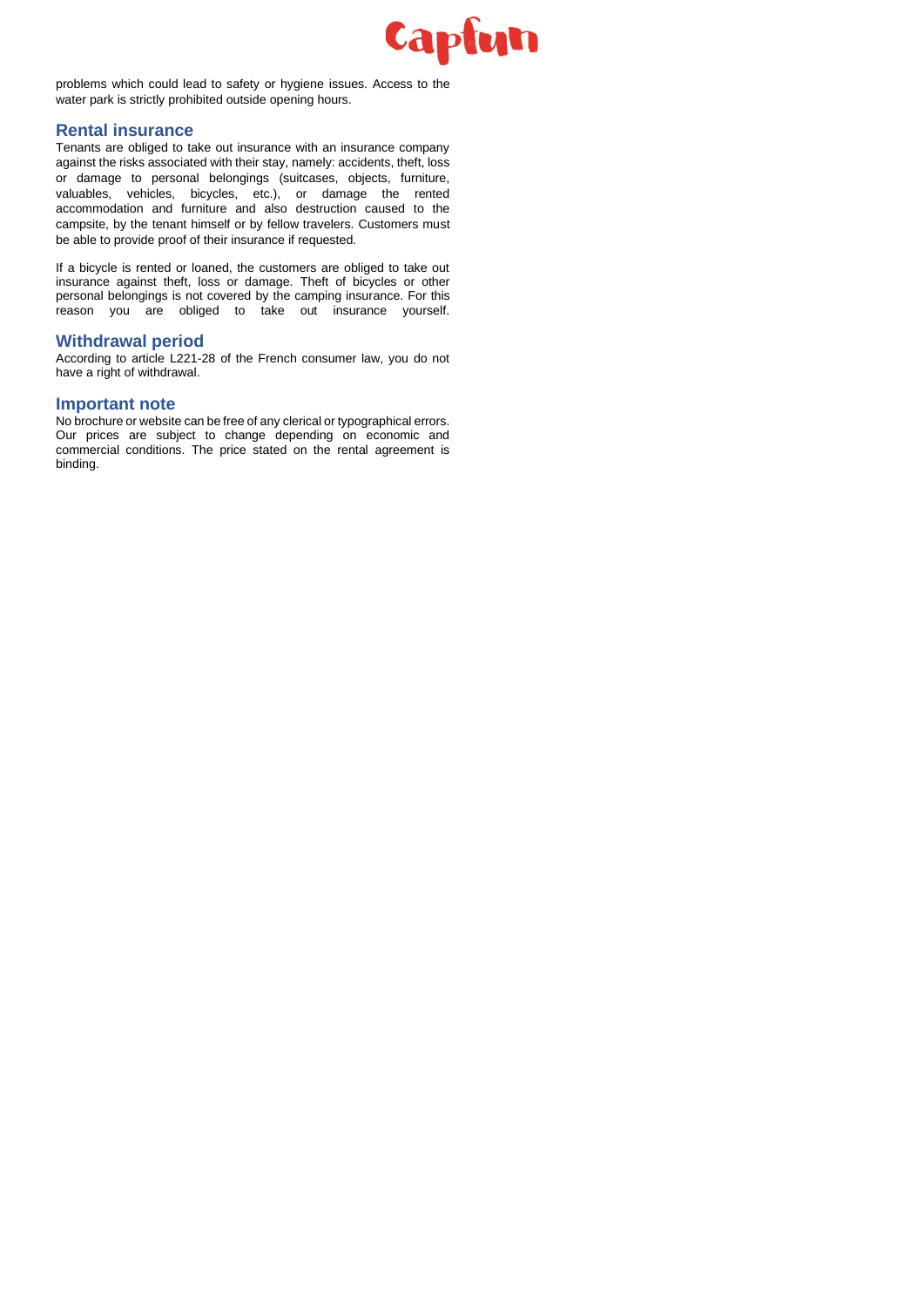problems which could lead to safety or hygiene issues. Access to the water park is strictly prohibited outside opening hours.

## Rental insurance

Tenants are obliged to take out insurance with an insurance company against the risks associated with their stay, namely: accidents, theft, loss or damage to personal belongings (suitcases, objects, furniture, valuables, vehicles, bicycles, etc.), or damage the rented accommodation and furniture and also destruction caused to the campsite, by the tenant himself or by fellow travelers. Customers must be able to provide proof of their insurance if requested.

If a bicycle is rented or loaned, the customers are obliged to take out insurance against theft, loss or damage. Theft of bicycles or other personal belongings is not covered by the camping insurance. For this reason you are obliged to take out insurance yourself.

## Withdrawal period

According to article L221-28 of the French consumer law, you do not have a right of withdrawal.

## Important note

No brochure or website can be free of any clerical or typographical errors. Our prices are subject to change depending on economic and commercial conditions. The price stated on the rental agreement is binding.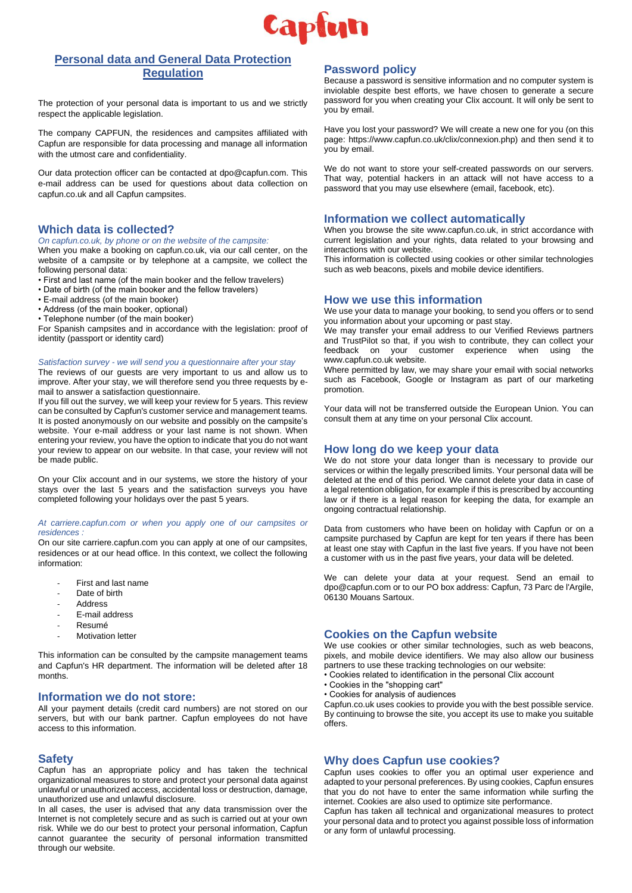# Personal data and General Data Protection Regulation

The protection of your personal data is important to us and we strictly respect the applicable legislation.

The company CAPFUN, the residences and campsites affiliated with Capfun are responsible for data processing and manage all information with the utmost care and confidentiality.

Our data protection officer can be contacted at dpo@capfun.com. This e-mail address can be used for questions about data collection on capfun.co.uk and all Capfun campsites.

## Which data is collected?

*On capfun.co.uk, by phone or on the website of the campsite:*

When you make a booking on capfun.co.uk, via our call center, on the website of a campsite or by telephone at a campsite, we collect the following personal data:

- First and last name (of the main booker and the fellow travelers)
- Date of birth (of the main booker and the fellow travelers)
- E-mail address (of the main booker)
- Address (of the main booker, optional)
- Telephone number (of the main booker)

For Spanish campsites and in accordance with the legislation: proof of identity (passport or identity card)

*Satisfaction survey - we will send you a questionnaire after your stay*

The reviews of our guests are very important to us and allow us to improve. After your stay, we will therefore send you three requests by e-mail to answer a satisfaction questionnaire.

If you fill out the survey, we will keep your review for 5 years. This review can be consulted by Capfun's customer service and management teams. It is posted anonymously on our website and possibly on the campsite's website. Your e-mail address or your last name is not shown. When entering your review, you have the option to indicate that you do not want your review to appear on our website. In that case, your review will not be made public.

On your Clix account and in our systems, we store the history of your stays over the last 5 years and the satisfaction surveys you have completed following your holidays over the past 5 years.

*At carriere.capfun.com or when you apply one of our campsites or residences :*

On our site carriere.capfun.com you can apply at one of our campsites, residences or at our head office. In this context, we collect the following information:

- First and last name
- Date of birth
- Address
- E-mail address
- Resumé
- Motivation letter

This information can be consulted by the campsite management teams and Capfun's HR department. The information will be deleted after 18 months.

## Information we do not store:

All your payment details (credit card numbers) are not stored on our servers, but with our bank partner. Capfun employees do not have access to this information.

## Safety

Capfun has an appropriate policy and has taken the technical organizational measures to store and protect your personal data against unlawful or unauthorized access, accidental loss or destruction, damage, unauthorized use and unlawful disclosure.

In all cases, the user is advised that any data transmission over the Internet is not completely secure and as such is carried out at your own risk. While we do our best to protect your personal information, Capfun cannot guarantee the security of personal information transmitted through our website.

## Password policy

Because a password is sensitive information and no computer system is inviolable despite best efforts, we have chosen to generate a secure password for you when creating your Clix account. It will only be sent to you by email.

Have you lost your password? We will create a new one for you (on this page: https://www.capfun.co.uk/clix/connexion.php) and then send it to you by email.

We do not want to store your self-created passwords on our servers. That way, potential hackers in an attack will not have access to a password that you may use elsewhere (email, facebook, etc).

## Information we collect automatically

When you browse the site www.capfun.co.uk, in strict accordance with current legislation and your rights, data related to your browsing and interactions with our website.

This information is collected using cookies or other similar technologies such as web beacons, pixels and mobile device identifiers.

## How we use this information

We use your data to manage your booking, to send you offers or to send you information about your upcoming or past stay.

We may transfer your email address to our Verified Reviews partners and TrustPilot so that, if you wish to contribute, they can collect your feedback on your customer experience when using the www.capfun.co.uk website.

Where permitted by law, we may share your email with social networks such as Facebook, Google or Instagram as part of our marketing promotion.

Your data will not be transferred outside the European Union. You can consult them at any time on your personal Clix account.

## How long do we keep your data

We do not store your data longer than is necessary to provide our services or within the legally prescribed limits. Your personal data will be deleted at the end of this period. We cannot delete your data in case of a legal retention obligation, for example if this is prescribed by accounting law or if there is a legal reason for keeping the data, for example an ongoing contractual relationship.

Data from customers who have been on holiday with Capfun or on a campsite purchased by Capfun are kept for ten years if there has been at least one stay with Capfun in the last five years. If you have not been a customer with us in the past five years, your data will be deleted.

We can delete your data at your request. Send an email to dpo@capfun.com or to our PO box address: Capfun, 73 Parc de l'Argile, 06130 Mouans Sartoux.

## Cookies on the Capfun website

We use cookies or other similar technologies, such as web beacons, pixels, and mobile device identifiers. We may also allow our business partners to use these tracking technologies on our website:

- Cookies related to identification in the personal Clix account
- Cookies in the "shopping cart"
- Cookies for analysis of audiences

Capfun.co.uk uses cookies to provide you with the best possible service. By continuing to browse the site, you accept its use to make you suitable offers.

## Why does Capfun use cookies?

Capfun uses cookies to offer you an optimal user experience and adapted to your personal preferences. By using cookies, Capfun ensures that you do not have to enter the same information while surfing the internet. Cookies are also used to optimize site performance.

Capfun has taken all technical and organizational measures to protect your personal data and to protect you against possible loss of information or any form of unlawful processing.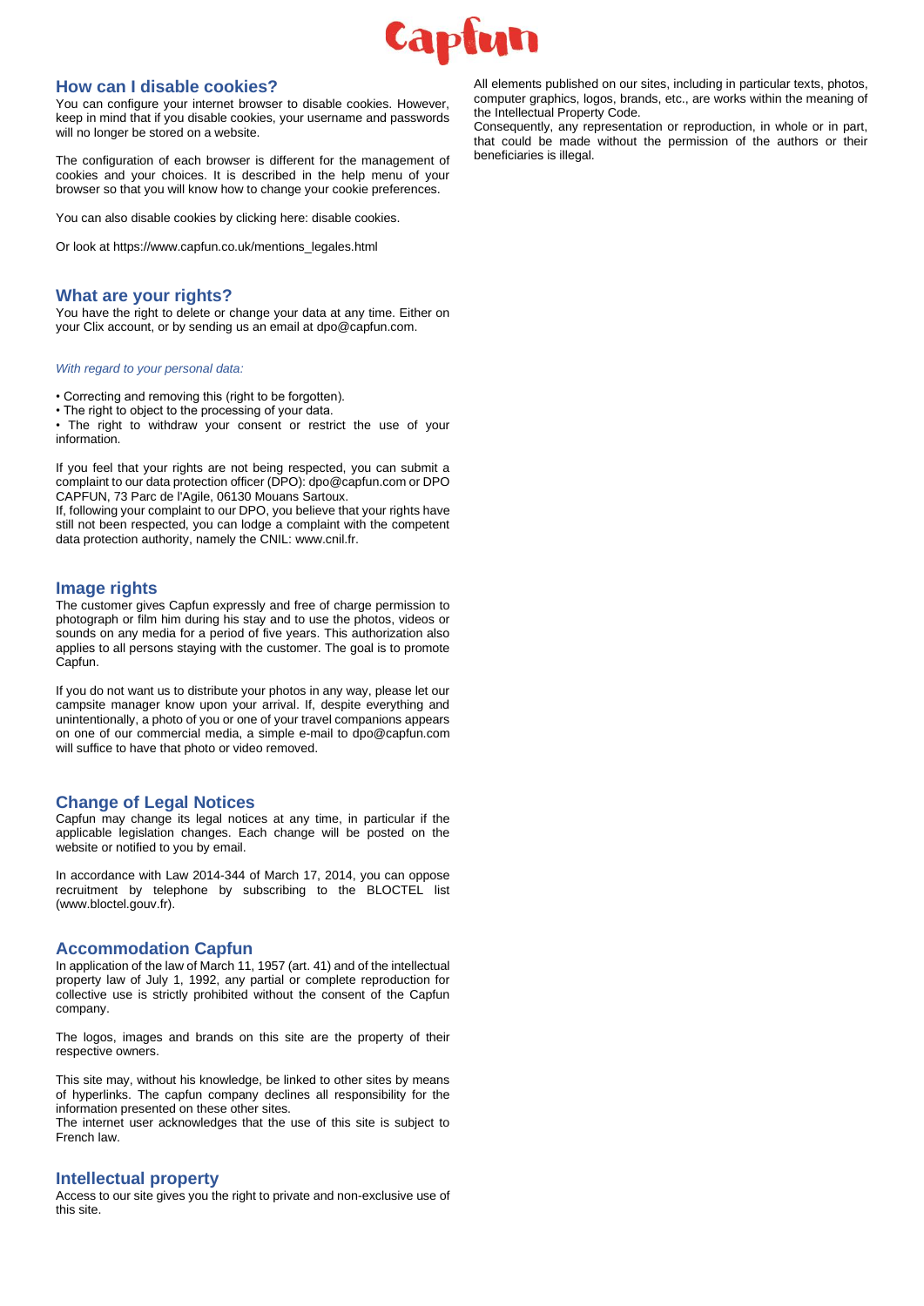## How can I disable cookies?

You can configure your internet browser to disable cookies. However, keep in mind that if you disable cookies, your username and passwords will no longer be stored on a website.

The configuration of each browser is different for the management of cookies and your choices. It is described in the help menu of your browser so that you will know how to change your cookie preferences.

You can also disable cookies by clicking here: disable cookies.

Or look at https://www.capfun.co.uk/mentions_legales.html

## What are your rights?

You have the right to delete or change your data at any time. Either on your Clix account, or by sending us an email at dpo@capfun.com.

*With regard to your personal data:*

- Correcting and removing this (right to be forgotten).
- The right to object to the processing of your data.
- The right to withdraw your consent or restrict the use of your information.

If you feel that your rights are not being respected, you can submit a complaint to our data protection officer (DPO): dpo@capfun.com or DPO CAPFUN, 73 Parc de l'Agile, 06130 Mouans Sartoux.
If, following your complaint to our DPO, you believe that your rights have still not been respected, you can lodge a complaint with the competent data protection authority, namely the CNIL: www.cnil.fr.

## Image rights

The customer gives Capfun expressly and free of charge permission to photograph or film him during his stay and to use the photos, videos or sounds on any media for a period of five years. This authorization also applies to all persons staying with the customer. The goal is to promote Capfun.

If you do not want us to distribute your photos in any way, please let our campsite manager know upon your arrival. If, despite everything and unintentionally, a photo of you or one of your travel companions appears on one of our commercial media, a simple e-mail to dpo@capfun.com will suffice to have that photo or video removed.

## Change of Legal Notices

Capfun may change its legal notices at any time, in particular if the applicable legislation changes. Each change will be posted on the website or notified to you by email.

In accordance with Law 2014-344 of March 17, 2014, you can oppose recruitment by telephone by subscribing to the BLOCTEL list (www.bloctel.gouv.fr).

## Accommodation Capfun

In application of the law of March 11, 1957 (art. 41) and of the intellectual property law of July 1, 1992, any partial or complete reproduction for collective use is strictly prohibited without the consent of the Capfun company.

The logos, images and brands on this site are the property of their respective owners.

This site may, without his knowledge, be linked to other sites by means of hyperlinks. The capfun company declines all responsibility for the information presented on these other sites.
The internet user acknowledges that the use of this site is subject to French law.

## Intellectual property

Access to our site gives you the right to private and non-exclusive use of this site.

All elements published on our sites, including in particular texts, photos, computer graphics, logos, brands, etc., are works within the meaning of the Intellectual Property Code.
Consequently, any representation or reproduction, in whole or in part, that could be made without the permission of the authors or their beneficiaries is illegal.